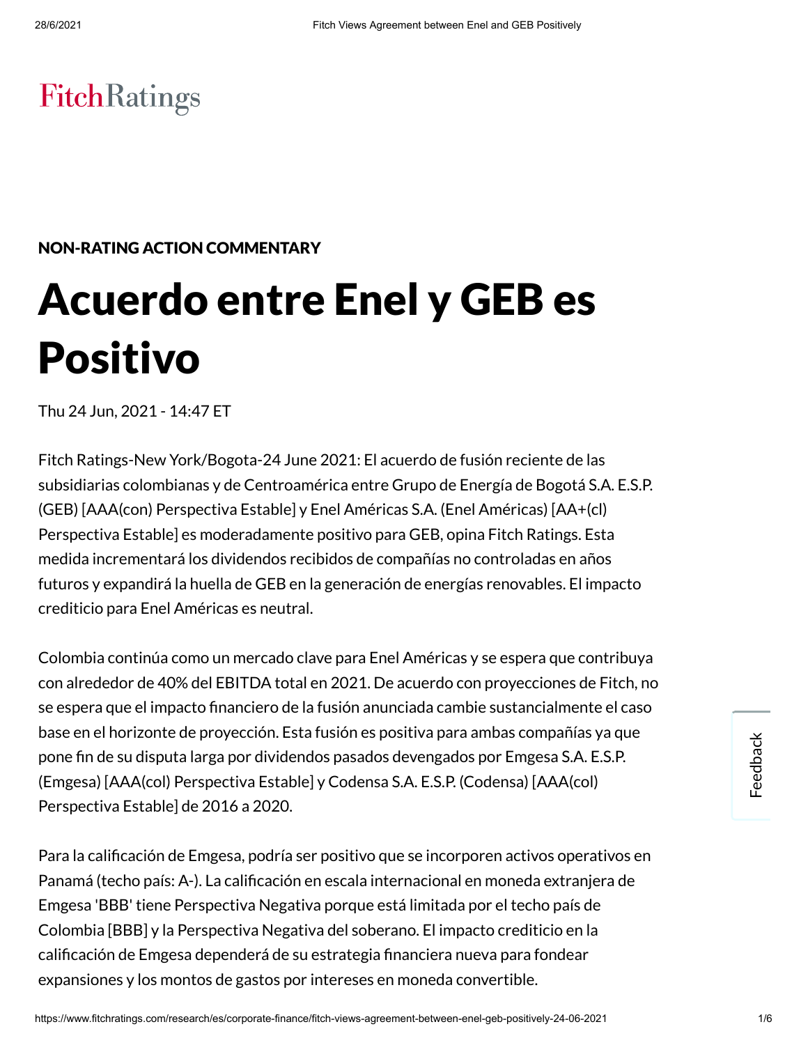FitchRatings

NON-RATING ACTION COMMENTARY

# Acuerdo entre Enel y GEB es Positivo

Thu 24 Jun, 2021 - 14:47 ET

Fitch Ratings-New York/Bogota-24 June 2021: El acuerdo de fusión reciente de las subsidiarias colombianas y de Centroamérica entre Grupo de Energía de Bogotá S.A. E.S.P. (GEB) [AAA(con) Perspectiva Estable] y Enel Américas S.A. (Enel Américas) [AA+(cl) Perspectiva Estable] es moderadamente positivo para GEB, opina Fitch Ratings. Esta medida incrementará los dividendos recibidos de compañías no controladas en años futuros y expandirá la huella de GEB en la generación de energías renovables. El impacto crediticio para Enel Américas es neutral.

Colombia continúa como un mercado clave para Enel Américas y se espera que contribuya con alrededor de 40% del EBITDA total en 2021. De acuerdo con proyecciones de Fitch, no se espera que el impacto financiero de la fusión anunciada cambie sustancialmente el caso base en el horizonte de proyección. Esta fusión es positiva para ambas compañías ya que pone fin de su disputa larga por dividendos pasados devengados por Emgesa S.A. E.S.P. (Emgesa) [AAA(col) Perspectiva Estable] y Codensa S.A. E.S.P. (Codensa) [AAA(col) Perspectiva Estable] de 2016 a 2020.

Para la calificación de Emgesa, podría ser positivo que se incorporen activos operativos en Panamá (techo país: A-). La calificación en escala internacional en moneda extranjera de Emgesa 'BBB' tiene Perspectiva Negativa porque está limitada por el techo país de Colombia [BBB] y la Perspectiva Negativa del soberano. El impacto crediticio en la calificación de Emgesa dependerá de su estrategia financiera nueva para fondear expansiones y los montos de gastos por intereses en moneda convertible.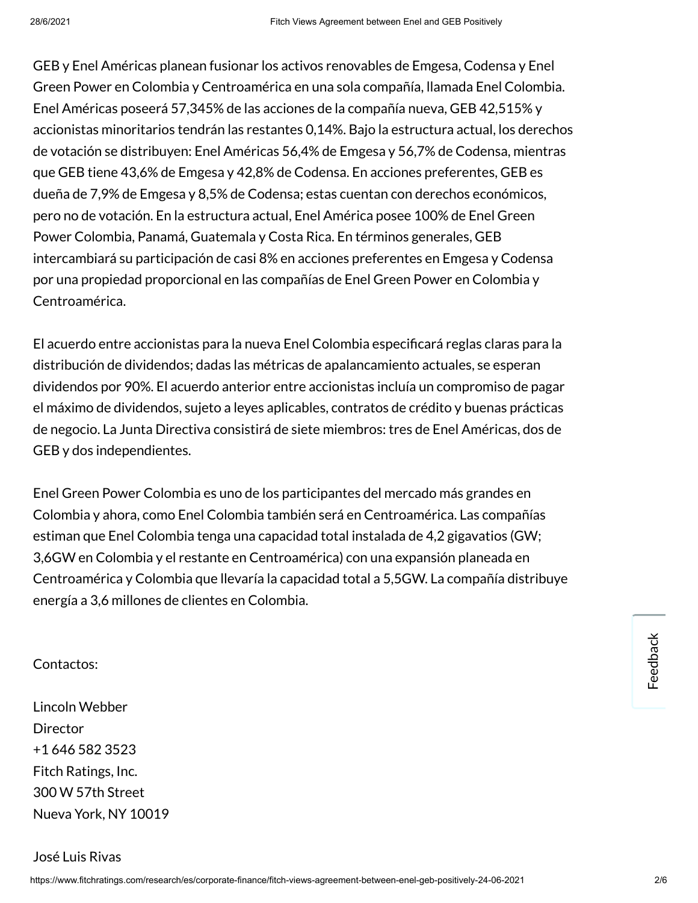GEB y Enel Américas planean fusionar los activos renovables de Emgesa, Codensa y Enel Green Power en Colombia y Centroamérica en una sola compañía, llamada Enel Colombia. Enel Américas poseerá 57,345% de las acciones de la compañía nueva, GEB 42,515% y accionistas minoritarios tendrán las restantes 0,14%. Bajo la estructura actual, los derechos de votación se distribuyen: Enel Américas 56,4% de Emgesa y 56,7% de Codensa, mientras que GEB tiene 43,6% de Emgesa y 42,8% de Codensa. En acciones preferentes, GEB es dueña de 7,9% de Emgesa y 8,5% de Codensa; estas cuentan con derechos económicos, pero no de votación. En la estructura actual, Enel América posee 100% de Enel Green Power Colombia, Panamá, Guatemala y Costa Rica. En términos generales, GEB intercambiará su participación de casi 8% en acciones preferentes en Emgesa y Codensa por una propiedad proporcional en las compañías de Enel Green Power en Colombia y Centroamérica.

El acuerdo entre accionistas para la nueva Enel Colombia especificará reglas claras para la distribución de dividendos; dadas las métricas de apalancamiento actuales, se esperan dividendos por 90%. El acuerdo anterior entre accionistas incluía un compromiso de pagar el máximo de dividendos, sujeto a leyes aplicables, contratos de crédito y buenas prácticas de negocio. La Junta Directiva consistirá de siete miembros: tres de Enel Américas, dos de GEB y dos independientes.

Enel Green Power Colombia es uno de los participantes del mercado más grandes en Colombia y ahora, como Enel Colombia también será en Centroamérica. Las compañías estiman que Enel Colombia tenga una capacidad total instalada de 4,2 gigavatios (GW; 3,6GW en Colombia y el restante en Centroamérica) con una expansión planeada en Centroamérica y Colombia que llevaría la capacidad total a 5,5GW. La compañía distribuye energía a 3,6 millones de clientes en Colombia.

Contactos:

Lincoln Webber
Director
+1 646 582 3523
Fitch Ratings, Inc.
300 W 57th Street
Nueva York, NY 10019

José Luis Rivas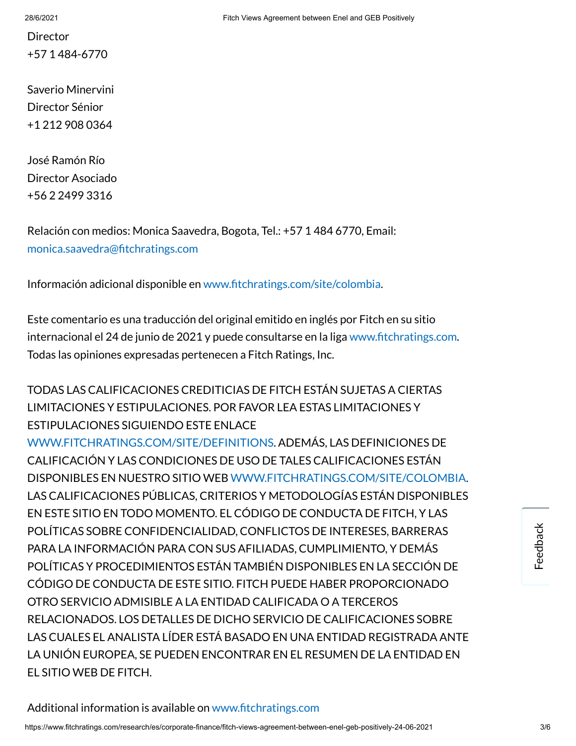Director
+57 1 484-6770

Saverio Minervini
Director Sénior
+1 212 908 0364

José Ramón Río
Director Asociado
+56 2 2499 3316

Relación con medios: Monica Saavedra, Bogota, Tel.: +57 1 484 6770, Email: monica.saavedra@fitchratings.com

Información adicional disponible en www.fitchratings.com/site/colombia.

Este comentario es una traducción del original emitido en inglés por Fitch en su sitio internacional el 24 de junio de 2021 y puede consultarse en la liga www.fitchratings.com. Todas las opiniones expresadas pertenecen a Fitch Ratings, Inc.

TODAS LAS CALIFICACIONES CREDITICIAS DE FITCH ESTÁN SUJETAS A CIERTAS LIMITACIONES Y ESTIPULACIONES. POR FAVOR LEA ESTAS LIMITACIONES Y ESTIPULACIONES SIGUIENDO ESTE ENLACE WWW.FITCHRATINGS.COM/SITE/DEFINITIONS. ADEMÁS, LAS DEFINICIONES DE CALIFICACIÓN Y LAS CONDICIONES DE USO DE TALES CALIFICACIONES ESTÁN DISPONIBLES EN NUESTRO SITIO WEB WWW.FITCHRATINGS.COM/SITE/COLOMBIA. LAS CALIFICACIONES PÚBLICAS, CRITERIOS Y METODOLOGÍAS ESTÁN DISPONIBLES EN ESTE SITIO EN TODO MOMENTO. EL CÓDIGO DE CONDUCTA DE FITCH, Y LAS POLÍTICAS SOBRE CONFIDENCIALIDAD, CONFLICTOS DE INTERESES, BARRERAS PARA LA INFORMACIÓN PARA CON SUS AFILIADAS, CUMPLIMIENTO, Y DEMÁS POLÍTICAS Y PROCEDIMIENTOS ESTÁN TAMBIÉN DISPONIBLES EN LA SECCIÓN DE CÓDIGO DE CONDUCTA DE ESTE SITIO. FITCH PUEDE HABER PROPORCIONADO OTRO SERVICIO ADMISIBLE A LA ENTIDAD CALIFICADA O A TERCEROS RELACIONADOS. LOS DETALLES DE DICHO SERVICIO DE CALIFICACIONES SOBRE LAS CUALES EL ANALISTA LÍDER ESTÁ BASADO EN UNA ENTIDAD REGISTRADA ANTE LA UNIÓN EUROPEA, SE PUEDEN ENCONTRAR EN EL RESUMEN DE LA ENTIDAD EN EL SITIO WEB DE FITCH.

Additional information is available on www.fitchratings.com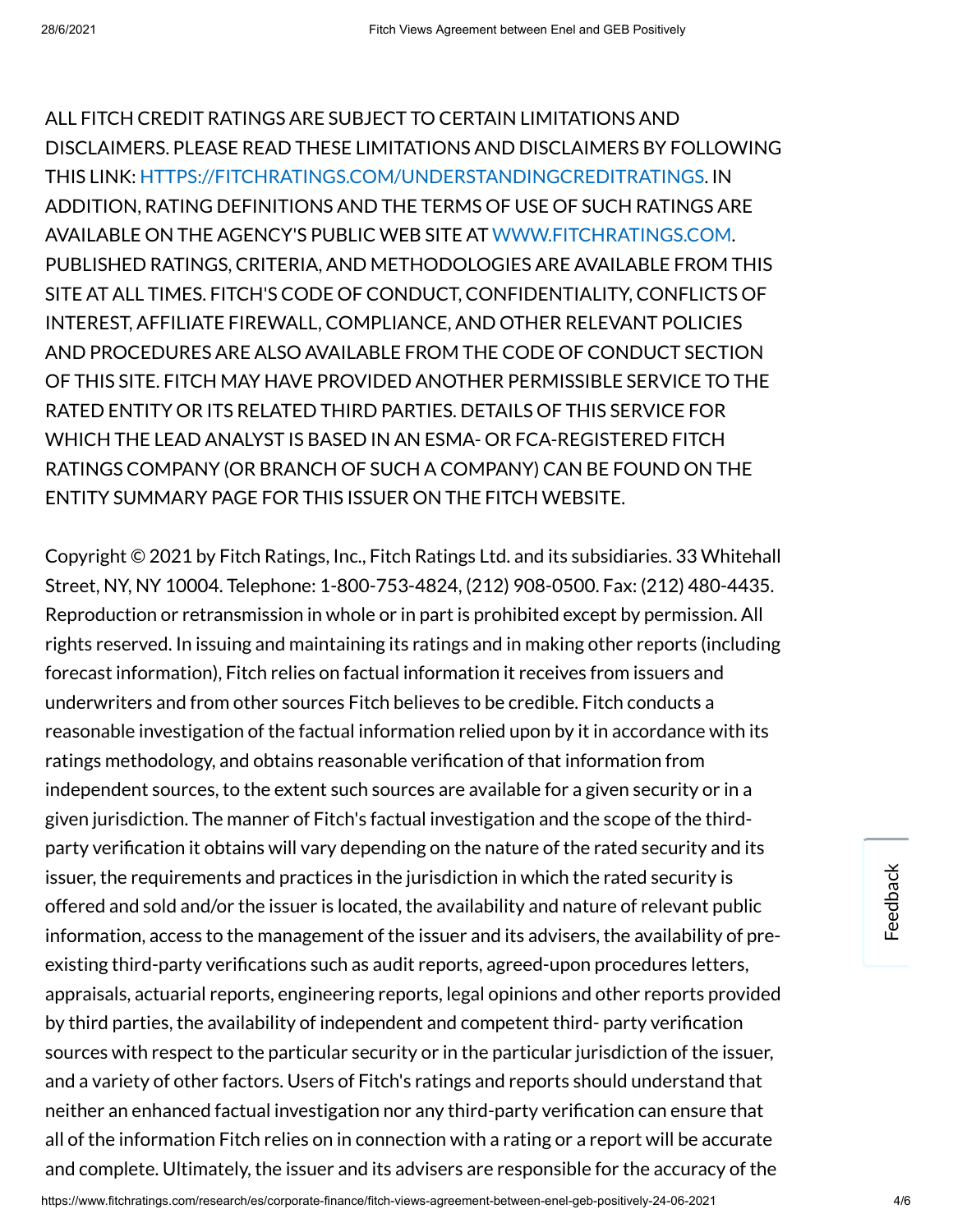ALL FITCH CREDIT RATINGS ARE SUBJECT TO CERTAIN LIMITATIONS AND DISCLAIMERS. PLEASE READ THESE LIMITATIONS AND DISCLAIMERS BY FOLLOWING THIS LINK: HTTPS://FITCHRATINGS.COM/UNDERSTANDINGCREDITRATINGS. IN ADDITION, RATING DEFINITIONS AND THE TERMS OF USE OF SUCH RATINGS ARE AVAILABLE ON THE AGENCY'S PUBLIC WEB SITE AT WWW.FITCHRATINGS.COM. PUBLISHED RATINGS, CRITERIA, AND METHODOLOGIES ARE AVAILABLE FROM THIS SITE AT ALL TIMES. FITCH'S CODE OF CONDUCT, CONFIDENTIALITY, CONFLICTS OF INTEREST, AFFILIATE FIREWALL, COMPLIANCE, AND OTHER RELEVANT POLICIES AND PROCEDURES ARE ALSO AVAILABLE FROM THE CODE OF CONDUCT SECTION OF THIS SITE. FITCH MAY HAVE PROVIDED ANOTHER PERMISSIBLE SERVICE TO THE RATED ENTITY OR ITS RELATED THIRD PARTIES. DETAILS OF THIS SERVICE FOR WHICH THE LEAD ANALYST IS BASED IN AN ESMA- OR FCA-REGISTERED FITCH RATINGS COMPANY (OR BRANCH OF SUCH A COMPANY) CAN BE FOUND ON THE ENTITY SUMMARY PAGE FOR THIS ISSUER ON THE FITCH WEBSITE.

Copyright © 2021 by Fitch Ratings, Inc., Fitch Ratings Ltd. and its subsidiaries. 33 Whitehall Street, NY, NY 10004. Telephone: 1-800-753-4824, (212) 908-0500. Fax: (212) 480-4435. Reproduction or retransmission in whole or in part is prohibited except by permission. All rights reserved. In issuing and maintaining its ratings and in making other reports (including forecast information), Fitch relies on factual information it receives from issuers and underwriters and from other sources Fitch believes to be credible. Fitch conducts a reasonable investigation of the factual information relied upon by it in accordance with its ratings methodology, and obtains reasonable verification of that information from independent sources, to the extent such sources are available for a given security or in a given jurisdiction. The manner of Fitch's factual investigation and the scope of the third-party verification it obtains will vary depending on the nature of the rated security and its issuer, the requirements and practices in the jurisdiction in which the rated security is offered and sold and/or the issuer is located, the availability and nature of relevant public information, access to the management of the issuer and its advisers, the availability of pre-existing third-party verifications such as audit reports, agreed-upon procedures letters, appraisals, actuarial reports, engineering reports, legal opinions and other reports provided by third parties, the availability of independent and competent third- party verification sources with respect to the particular security or in the particular jurisdiction of the issuer, and a variety of other factors. Users of Fitch's ratings and reports should understand that neither an enhanced factual investigation nor any third-party verification can ensure that all of the information Fitch relies on in connection with a rating or a report will be accurate and complete. Ultimately, the issuer and its advisers are responsible for the accuracy of the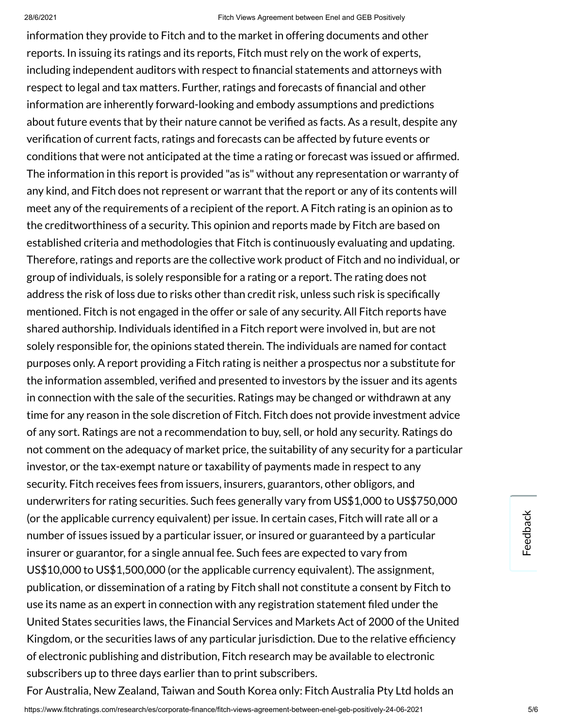information they provide to Fitch and to the market in offering documents and other reports. In issuing its ratings and its reports, Fitch must rely on the work of experts, including independent auditors with respect to financial statements and attorneys with respect to legal and tax matters. Further, ratings and forecasts of financial and other information are inherently forward-looking and embody assumptions and predictions about future events that by their nature cannot be verified as facts. As a result, despite any verification of current facts, ratings and forecasts can be affected by future events or conditions that were not anticipated at the time a rating or forecast was issued or affirmed. The information in this report is provided "as is" without any representation or warranty of any kind, and Fitch does not represent or warrant that the report or any of its contents will meet any of the requirements of a recipient of the report. A Fitch rating is an opinion as to the creditworthiness of a security. This opinion and reports made by Fitch are based on established criteria and methodologies that Fitch is continuously evaluating and updating. Therefore, ratings and reports are the collective work product of Fitch and no individual, or group of individuals, is solely responsible for a rating or a report. The rating does not address the risk of loss due to risks other than credit risk, unless such risk is specifically mentioned. Fitch is not engaged in the offer or sale of any security. All Fitch reports have shared authorship. Individuals identified in a Fitch report were involved in, but are not solely responsible for, the opinions stated therein. The individuals are named for contact purposes only. A report providing a Fitch rating is neither a prospectus nor a substitute for the information assembled, verified and presented to investors by the issuer and its agents in connection with the sale of the securities. Ratings may be changed or withdrawn at any time for any reason in the sole discretion of Fitch. Fitch does not provide investment advice of any sort. Ratings are not a recommendation to buy, sell, or hold any security. Ratings do not comment on the adequacy of market price, the suitability of any security for a particular investor, or the tax-exempt nature or taxability of payments made in respect to any security. Fitch receives fees from issuers, insurers, guarantors, other obligors, and underwriters for rating securities. Such fees generally vary from US$1,000 to US$750,000 (or the applicable currency equivalent) per issue. In certain cases, Fitch will rate all or a number of issues issued by a particular issuer, or insured or guaranteed by a particular insurer or guarantor, for a single annual fee. Such fees are expected to vary from US$10,000 to US$1,500,000 (or the applicable currency equivalent). The assignment, publication, or dissemination of a rating by Fitch shall not constitute a consent by Fitch to use its name as an expert in connection with any registration statement filed under the United States securities laws, the Financial Services and Markets Act of 2000 of the United Kingdom, or the securities laws of any particular jurisdiction. Due to the relative efficiency of electronic publishing and distribution, Fitch research may be available to electronic subscribers up to three days earlier than to print subscribers.

For Australia, New Zealand, Taiwan and South Korea only: Fitch Australia Pty Ltd holds an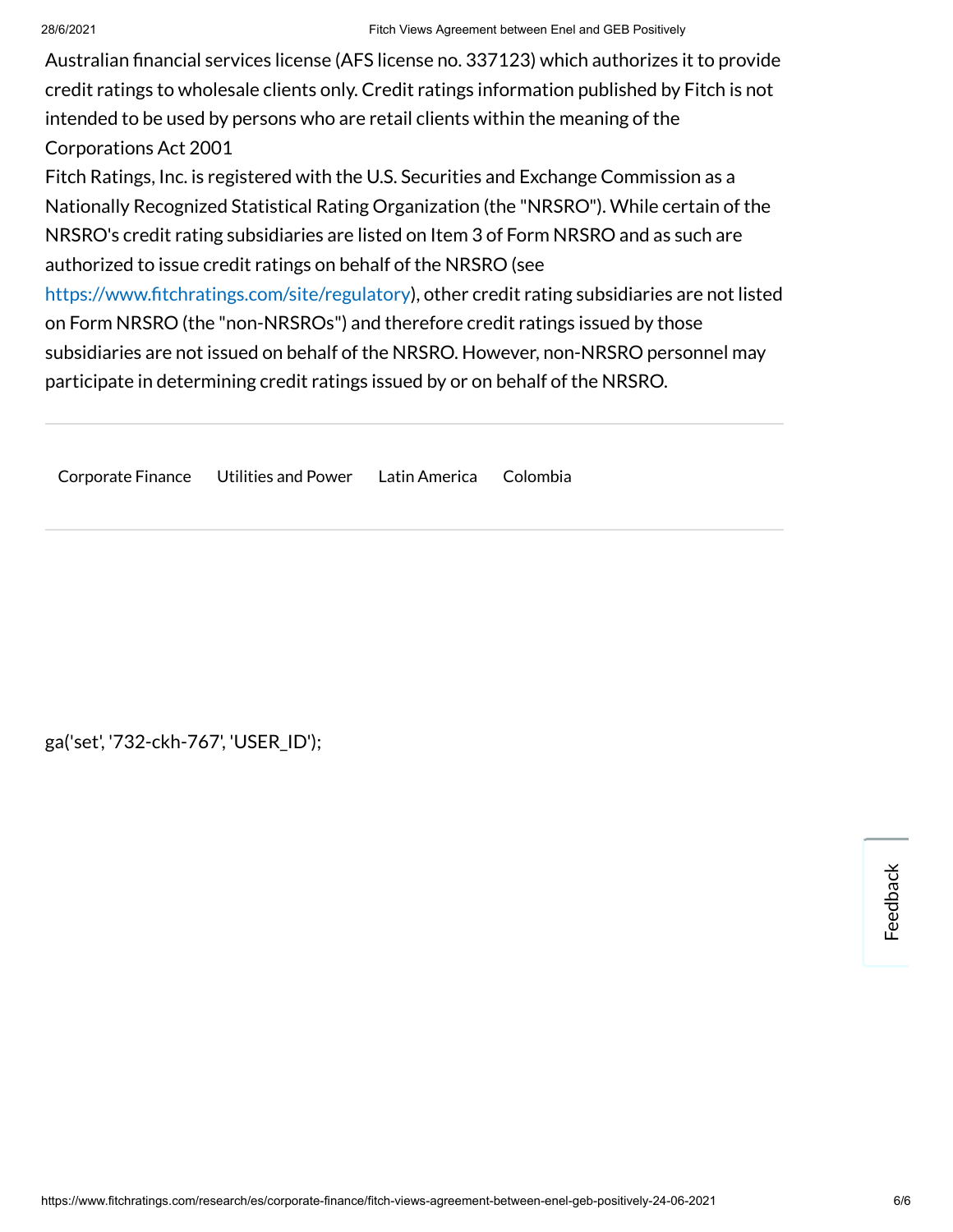Australian financial services license (AFS license no. 337123) which authorizes it to provide credit ratings to wholesale clients only. Credit ratings information published by Fitch is not intended to be used by persons who are retail clients within the meaning of the Corporations Act 2001

Fitch Ratings, Inc. is registered with the U.S. Securities and Exchange Commission as a Nationally Recognized Statistical Rating Organization (the "NRSRO"). While certain of the NRSRO's credit rating subsidiaries are listed on Item 3 of Form NRSRO and as such are authorized to issue credit ratings on behalf of the NRSRO (see https://www.fitchratings.com/site/regulatory), other credit rating subsidiaries are not listed on Form NRSRO (the "non-NRSROs") and therefore credit ratings issued by those subsidiaries are not issued on behalf of the NRSRO. However, non-NRSRO personnel may participate in determining credit ratings issued by or on behalf of the NRSRO.

---

Corporate Finance Utilities and Power Latin America Colombia

---

ga('set', '732-ckh-767', 'USER_ID');

Feedback